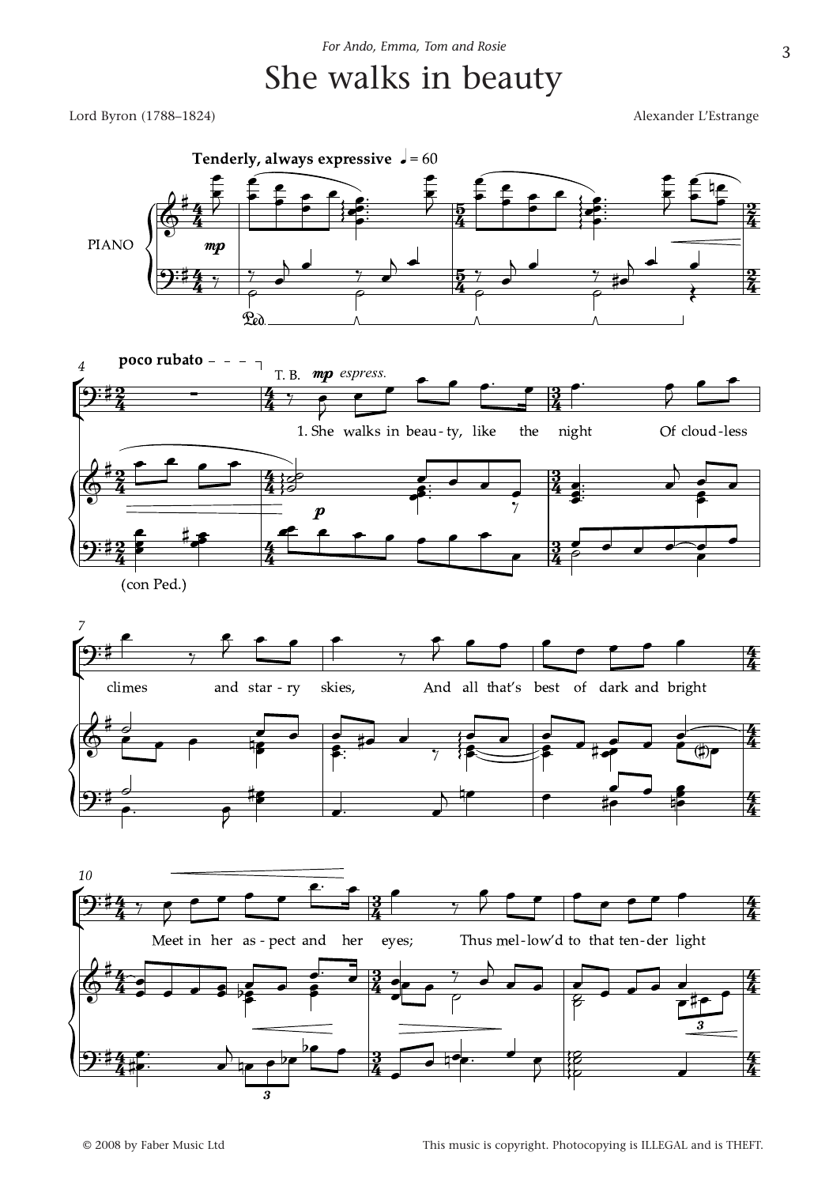*For Ando, Emma, Tom and Rosie*

# She walks in beauty

Lord Byron (1788–1824)

Alexander L'Estrange

**Tenderly, always expressive** ♩ = 60

**poco rubato**

T. B. *mp espress.*

1. She walks in beau-ty, like the night Of cloud-less climes and star-ry skies, And all that's best of dark and bright Meet in her as-pect and her eyes; Thus mel-low'd to that ten-der light

(con Ped.)

© 2008 by Faber Music Ltd

This music is copyright. Photocopying is ILLEGAL and is THEFT.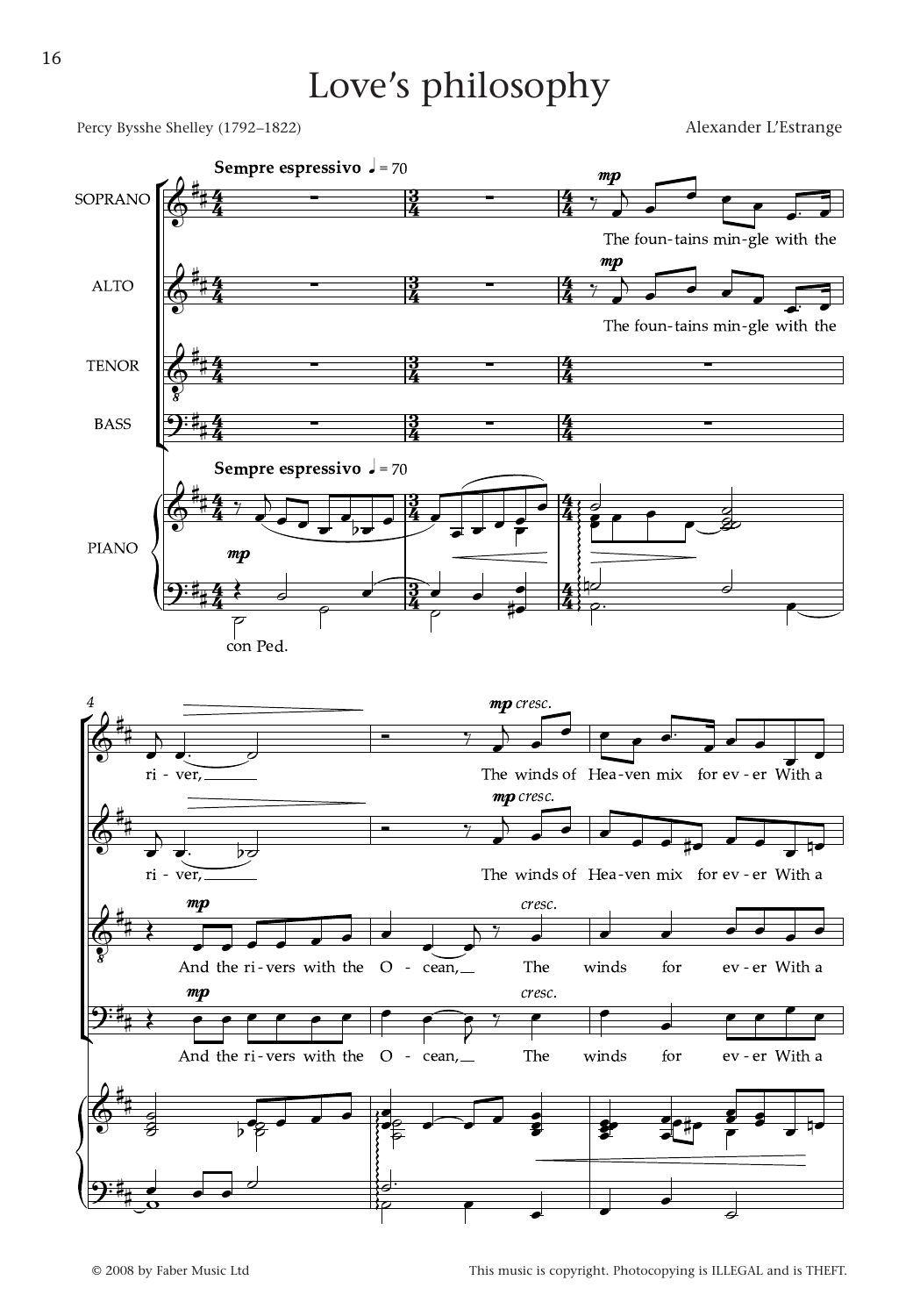# Love's philosophy

Percy Bysshe Shelley (1792–1822)

Alexander L'Estrange

**Sempre espressivo** ♩ = 70

SOPRANO: The foun-tains min-gle with the ri - ver, The winds of Hea-ven mix for ev - er With a

ALTO: The foun-tains min-gle with the ri - ver, The winds of Hea-ven mix for ev - er With a

TENOR: And the ri-vers with the O - cean, The winds for ev - er With a

BASS: And the ri-vers with the O - cean, The winds for ev - er With a

PIANO

con Ped.

© 2008 by Faber Music Ltd

This music is copyright. Photocopying is ILLEGAL and is THEFT.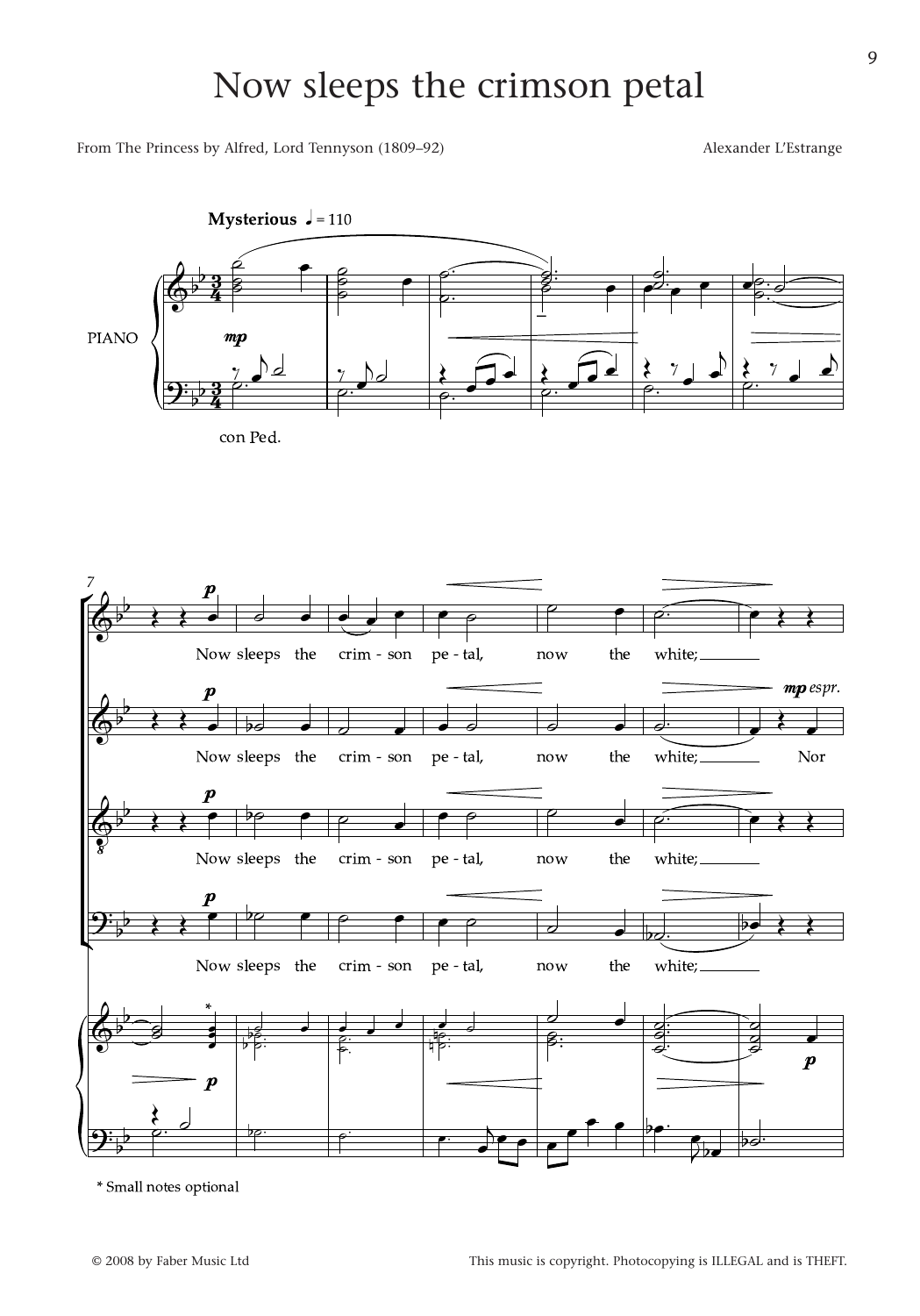# Now sleeps the crimson petal

From The Princess by Alfred, Lord Tennyson (1809–92)

Alexander L'Estrange

Now sleeps the crimson petal, now the white; Nor

* Small notes optional

© 2008 by Faber Music Ltd

This music is copyright. Photocopying is ILLEGAL and is THEFT.